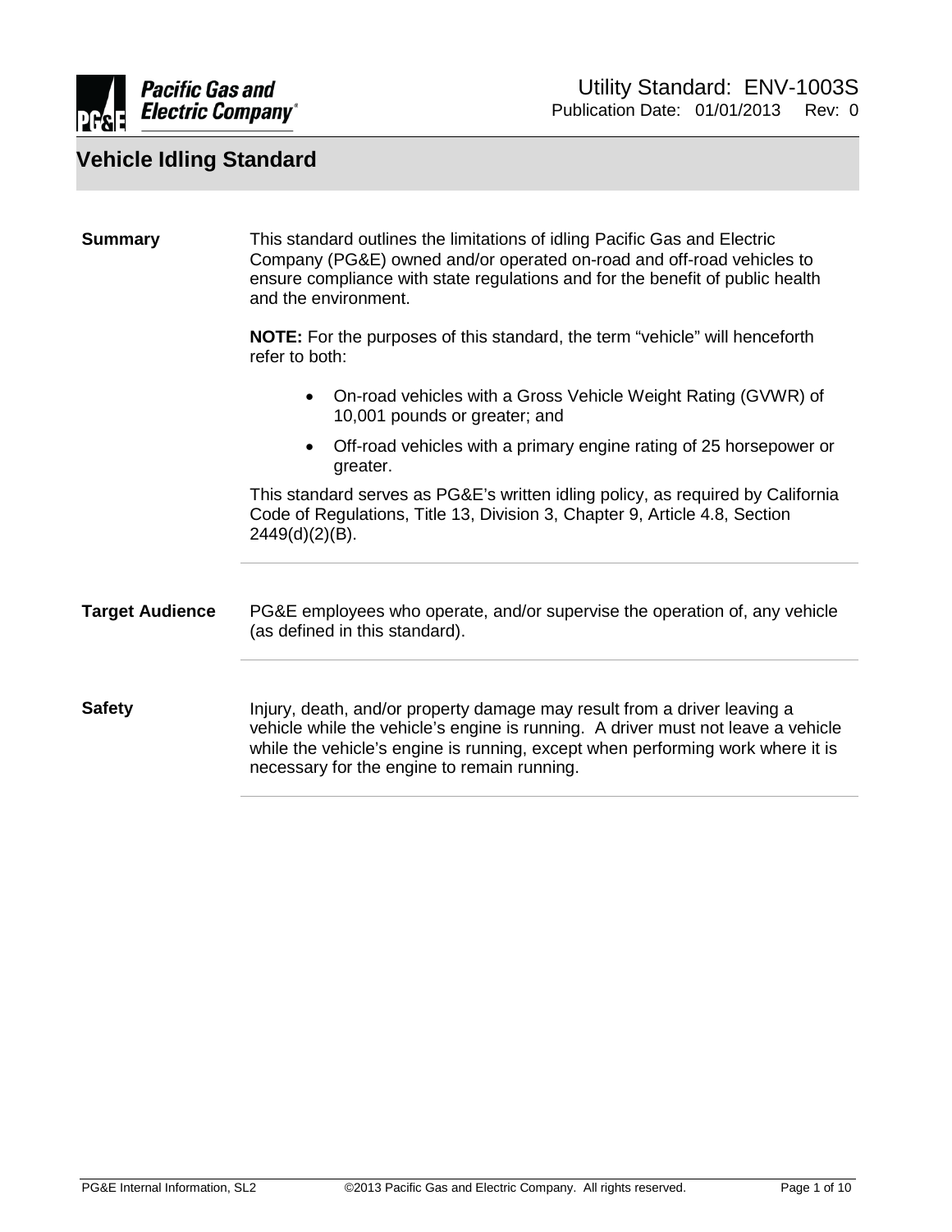Utility Standard: ENV-1003S
Publication Date: 01/01/2013 Rev: 0

# Vehicle Idling Standard

**Summary**

This standard outlines the limitations of idling Pacific Gas and Electric Company (PG&E) owned and/or operated on-road and off-road vehicles to ensure compliance with state regulations and for the benefit of public health and the environment.

**NOTE:** For the purposes of this standard, the term "vehicle" will henceforth refer to both:

- On-road vehicles with a Gross Vehicle Weight Rating (GVWR) of 10,001 pounds or greater; and
- Off-road vehicles with a primary engine rating of 25 horsepower or greater.

This standard serves as PG&E's written idling policy, as required by California Code of Regulations, Title 13, Division 3, Chapter 9, Article 4.8, Section 2449(d)(2)(B).

**Target Audience**

PG&E employees who operate, and/or supervise the operation of, any vehicle (as defined in this standard).

**Safety**

Injury, death, and/or property damage may result from a driver leaving a vehicle while the vehicle's engine is running. A driver must not leave a vehicle while the vehicle's engine is running, except when performing work where it is necessary for the engine to remain running.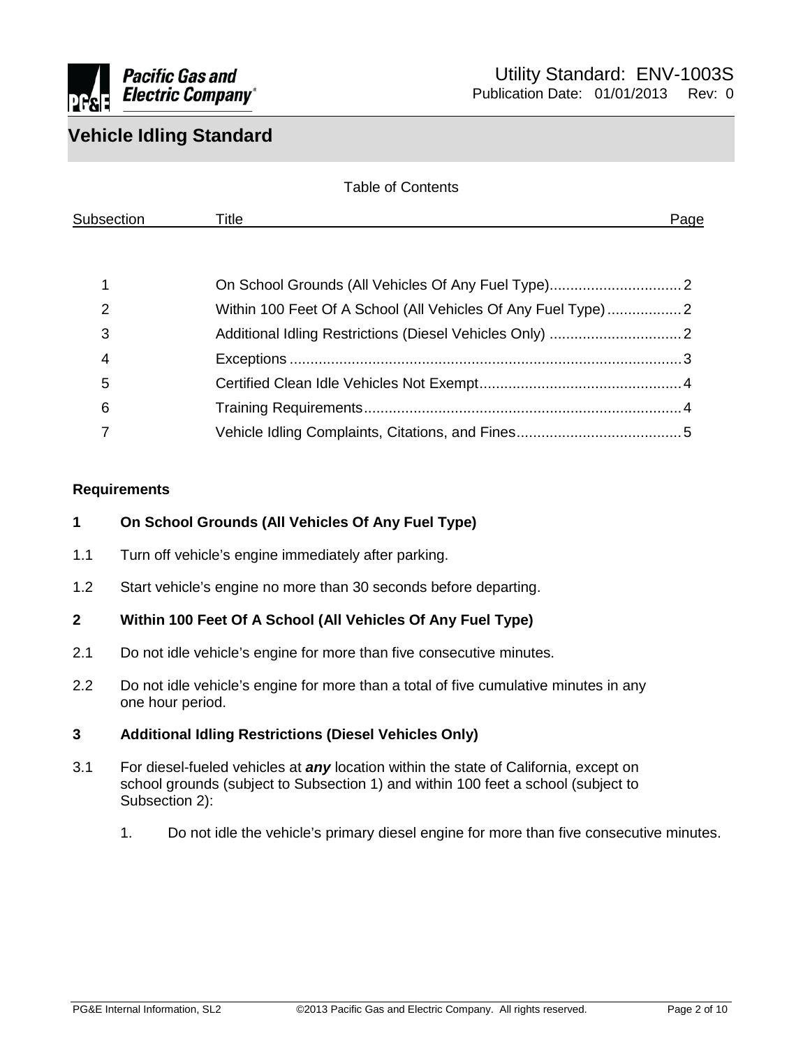# Vehicle Idling Standard

Utility Standard: ENV-1003S
Publication Date: 01/01/2013 Rev: 0

Table of Contents

| Subsection | Title | Page |
|---|---|---|
| 1 | On School Grounds (All Vehicles Of Any Fuel Type) | 2 |
| 2 | Within 100 Feet Of A School (All Vehicles Of Any Fuel Type) | 2 |
| 3 | Additional Idling Restrictions (Diesel Vehicles Only) | 2 |
| 4 | Exceptions | 3 |
| 5 | Certified Clean Idle Vehicles Not Exempt | 4 |
| 6 | Training Requirements | 4 |
| 7 | Vehicle Idling Complaints, Citations, and Fines | 5 |

## Requirements

### 1 On School Grounds (All Vehicles Of Any Fuel Type)

1.1 Turn off vehicle's engine immediately after parking.

1.2 Start vehicle's engine no more than 30 seconds before departing.

### 2 Within 100 Feet Of A School (All Vehicles Of Any Fuel Type)

2.1 Do not idle vehicle's engine for more than five consecutive minutes.

2.2 Do not idle vehicle's engine for more than a total of five cumulative minutes in any one hour period.

### 3 Additional Idling Restrictions (Diesel Vehicles Only)

3.1 For diesel-fueled vehicles at ***any*** location within the state of California, except on school grounds (subject to Subsection 1) and within 100 feet a school (subject to Subsection 2):

1. Do not idle the vehicle's primary diesel engine for more than five consecutive minutes.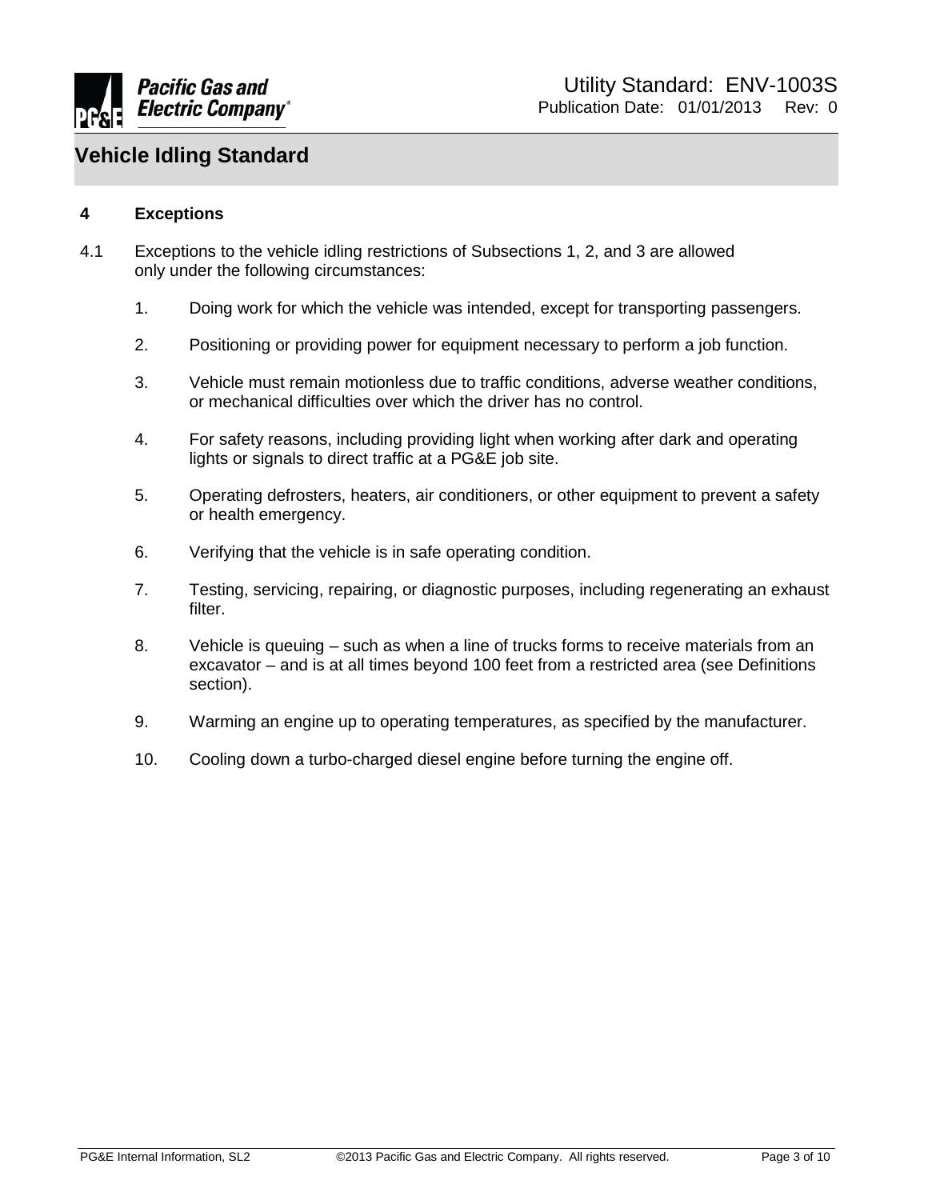## 4 Exceptions

4.1 Exceptions to the vehicle idling restrictions of Subsections 1, 2, and 3 are allowed only under the following circumstances:

1. Doing work for which the vehicle was intended, except for transporting passengers.
2. Positioning or providing power for equipment necessary to perform a job function.
3. Vehicle must remain motionless due to traffic conditions, adverse weather conditions, or mechanical difficulties over which the driver has no control.
4. For safety reasons, including providing light when working after dark and operating lights or signals to direct traffic at a PG&E job site.
5. Operating defrosters, heaters, air conditioners, or other equipment to prevent a safety or health emergency.
6. Verifying that the vehicle is in safe operating condition.
7. Testing, servicing, repairing, or diagnostic purposes, including regenerating an exhaust filter.
8. Vehicle is queuing – such as when a line of trucks forms to receive materials from an excavator – and is at all times beyond 100 feet from a restricted area (see Definitions section).
9. Warming an engine up to operating temperatures, as specified by the manufacturer.
10. Cooling down a turbo-charged diesel engine before turning the engine off.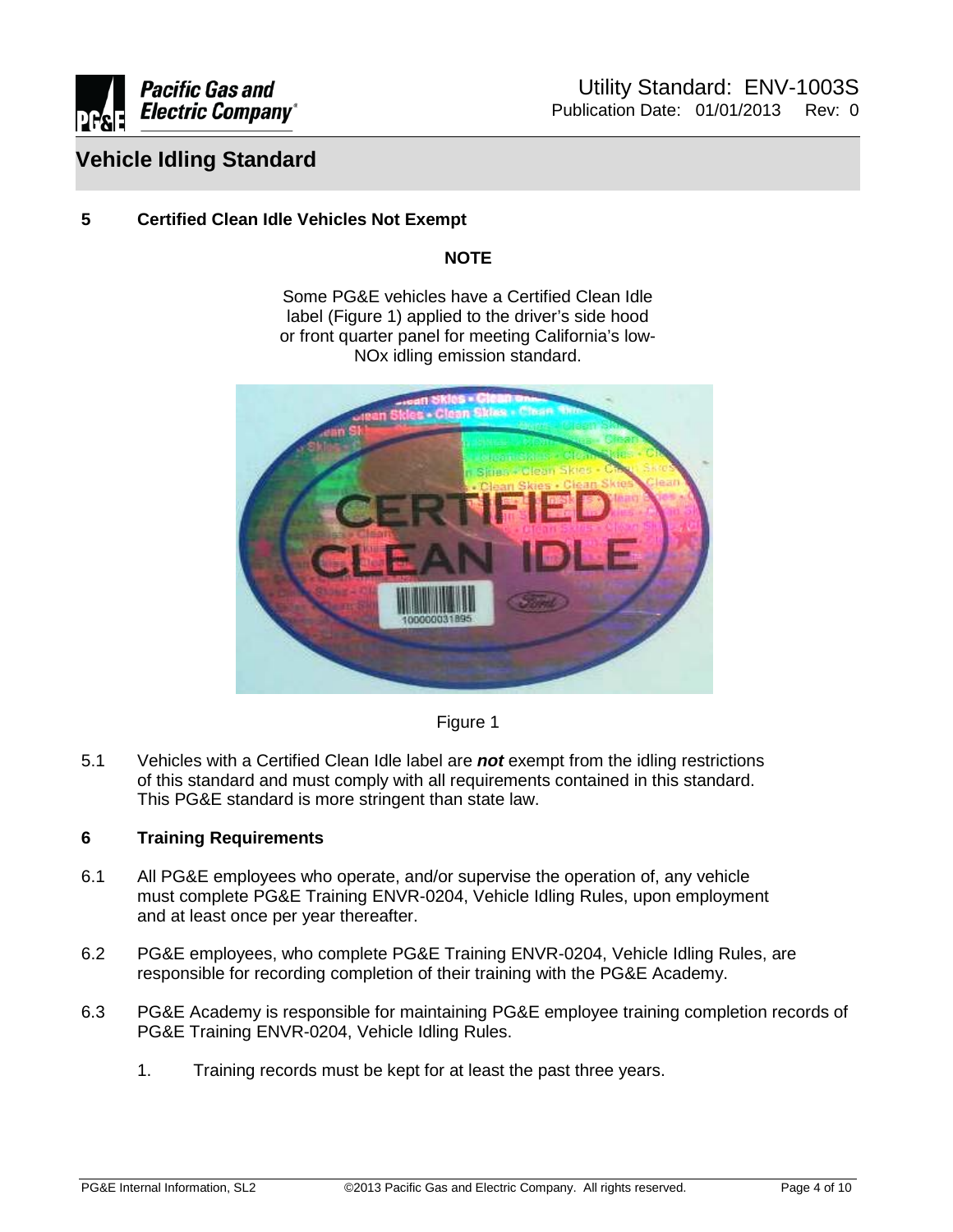## 5 Certified Clean Idle Vehicles Not Exempt

**NOTE**

Some PG&E vehicles have a Certified Clean Idle label (Figure 1) applied to the driver's side hood or front quarter panel for meeting California's low-NOx idling emission standard.

Figure 1

5.1 Vehicles with a Certified Clean Idle label are ***not*** exempt from the idling restrictions of this standard and must comply with all requirements contained in this standard. This PG&E standard is more stringent than state law.

## 6 Training Requirements

6.1 All PG&E employees who operate, and/or supervise the operation of, any vehicle must complete PG&E Training ENVR-0204, Vehicle Idling Rules, upon employment and at least once per year thereafter.

6.2 PG&E employees, who complete PG&E Training ENVR-0204, Vehicle Idling Rules, are responsible for recording completion of their training with the PG&E Academy.

6.3 PG&E Academy is responsible for maintaining PG&E employee training completion records of PG&E Training ENVR-0204, Vehicle Idling Rules.

1. Training records must be kept for at least the past three years.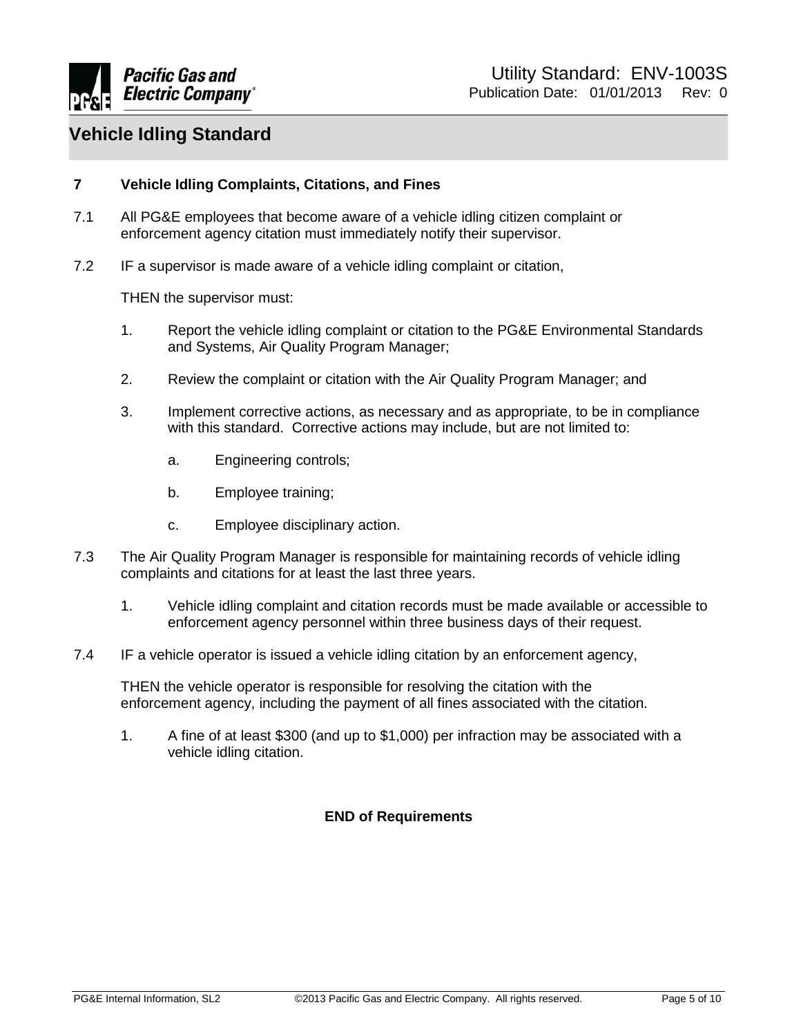# Vehicle Idling Standard

## 7 Vehicle Idling Complaints, Citations, and Fines

7.1 All PG&E employees that become aware of a vehicle idling citizen complaint or enforcement agency citation must immediately notify their supervisor.

7.2 IF a supervisor is made aware of a vehicle idling complaint or citation,

THEN the supervisor must:

1. Report the vehicle idling complaint or citation to the PG&E Environmental Standards and Systems, Air Quality Program Manager;

2. Review the complaint or citation with the Air Quality Program Manager; and

3. Implement corrective actions, as necessary and as appropriate, to be in compliance with this standard. Corrective actions may include, but are not limited to:

   a. Engineering controls;

   b. Employee training;

   c. Employee disciplinary action.

7.3 The Air Quality Program Manager is responsible for maintaining records of vehicle idling complaints and citations for at least the last three years.

1. Vehicle idling complaint and citation records must be made available or accessible to enforcement agency personnel within three business days of their request.

7.4 IF a vehicle operator is issued a vehicle idling citation by an enforcement agency,

THEN the vehicle operator is responsible for resolving the citation with the enforcement agency, including the payment of all fines associated with the citation.

1. A fine of at least $300 (and up to $1,000) per infraction may be associated with a vehicle idling citation.

**END of Requirements**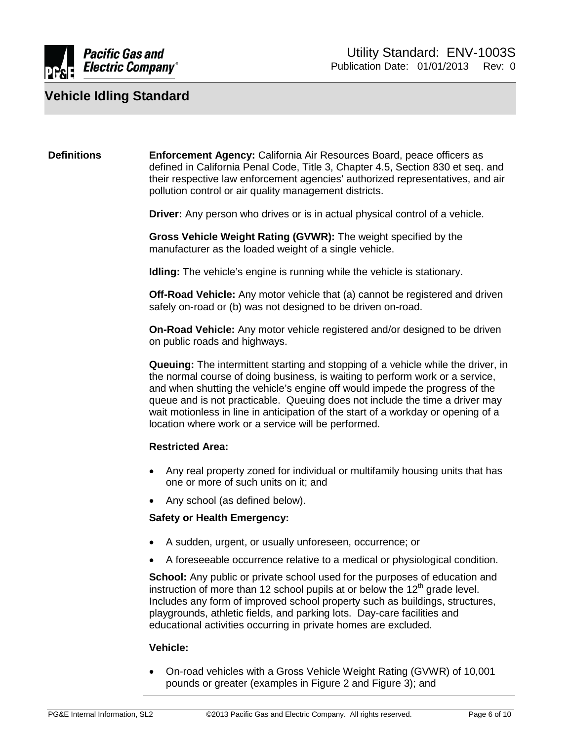## Definitions

**Enforcement Agency:** California Air Resources Board, peace officers as defined in California Penal Code, Title 3, Chapter 4.5, Section 830 et seq. and their respective law enforcement agencies' authorized representatives, and air pollution control or air quality management districts.

**Driver:** Any person who drives or is in actual physical control of a vehicle.

**Gross Vehicle Weight Rating (GVWR):** The weight specified by the manufacturer as the loaded weight of a single vehicle.

**Idling:** The vehicle's engine is running while the vehicle is stationary.

**Off-Road Vehicle:** Any motor vehicle that (a) cannot be registered and driven safely on-road or (b) was not designed to be driven on-road.

**On-Road Vehicle:** Any motor vehicle registered and/or designed to be driven on public roads and highways.

**Queuing:** The intermittent starting and stopping of a vehicle while the driver, in the normal course of doing business, is waiting to perform work or a service, and when shutting the vehicle's engine off would impede the progress of the queue and is not practicable. Queuing does not include the time a driver may wait motionless in line in anticipation of the start of a workday or opening of a location where work or a service will be performed.

**Restricted Area:**

- Any real property zoned for individual or multifamily housing units that has one or more of such units on it; and
- Any school (as defined below).

**Safety or Health Emergency:**

- A sudden, urgent, or usually unforeseen, occurrence; or
- A foreseeable occurrence relative to a medical or physiological condition.

**School:** Any public or private school used for the purposes of education and instruction of more than 12 school pupils at or below the 12th grade level. Includes any form of improved school property such as buildings, structures, playgrounds, athletic fields, and parking lots. Day-care facilities and educational activities occurring in private homes are excluded.

**Vehicle:**

- On-road vehicles with a Gross Vehicle Weight Rating (GVWR) of 10,001 pounds or greater (examples in Figure 2 and Figure 3); and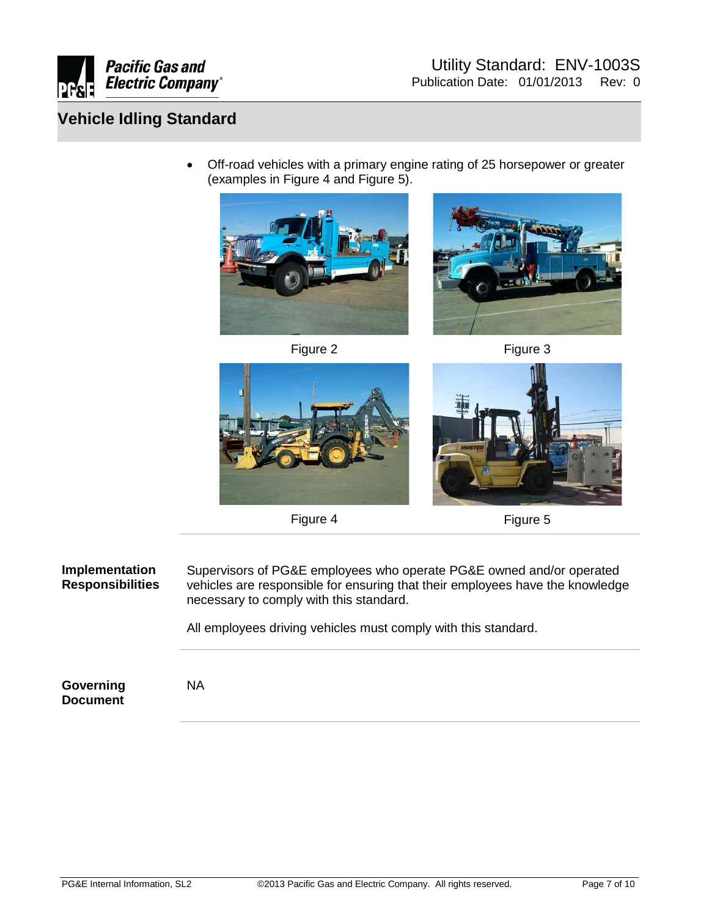- Off-road vehicles with a primary engine rating of 25 horsepower or greater (examples in Figure 4 and Figure 5).

Figure 2

Figure 3

Figure 4

Figure 5

**Implementation Responsibilities**

Supervisors of PG&E employees who operate PG&E owned and/or operated vehicles are responsible for ensuring that their employees have the knowledge necessary to comply with this standard.

All employees driving vehicles must comply with this standard.

**Governing Document**

NA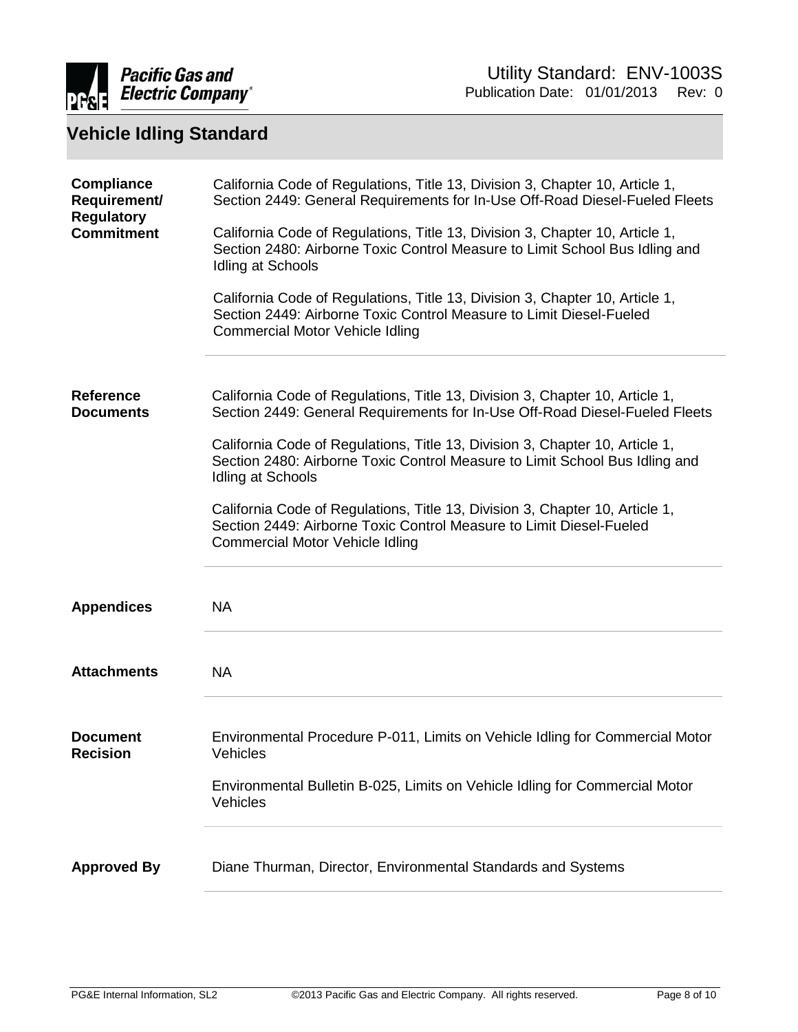# Vehicle Idling Standard

| | |
|---|---|
| **Compliance Requirement/ Regulatory Commitment** | California Code of Regulations, Title 13, Division 3, Chapter 10, Article 1, Section 2449: General Requirements for In-Use Off-Road Diesel-Fueled Fleets<br><br>California Code of Regulations, Title 13, Division 3, Chapter 10, Article 1, Section 2480: Airborne Toxic Control Measure to Limit School Bus Idling and Idling at Schools<br><br>California Code of Regulations, Title 13, Division 3, Chapter 10, Article 1, Section 2449: Airborne Toxic Control Measure to Limit Diesel-Fueled Commercial Motor Vehicle Idling |
| **Reference Documents** | California Code of Regulations, Title 13, Division 3, Chapter 10, Article 1, Section 2449: General Requirements for In-Use Off-Road Diesel-Fueled Fleets<br><br>California Code of Regulations, Title 13, Division 3, Chapter 10, Article 1, Section 2480: Airborne Toxic Control Measure to Limit School Bus Idling and Idling at Schools<br><br>California Code of Regulations, Title 13, Division 3, Chapter 10, Article 1, Section 2449: Airborne Toxic Control Measure to Limit Diesel-Fueled Commercial Motor Vehicle Idling |
| **Appendices** | NA |
| **Attachments** | NA |
| **Document Recision** | Environmental Procedure P-011, Limits on Vehicle Idling for Commercial Motor Vehicles<br><br>Environmental Bulletin B-025, Limits on Vehicle Idling for Commercial Motor Vehicles |
| **Approved By** | Diane Thurman, Director, Environmental Standards and Systems |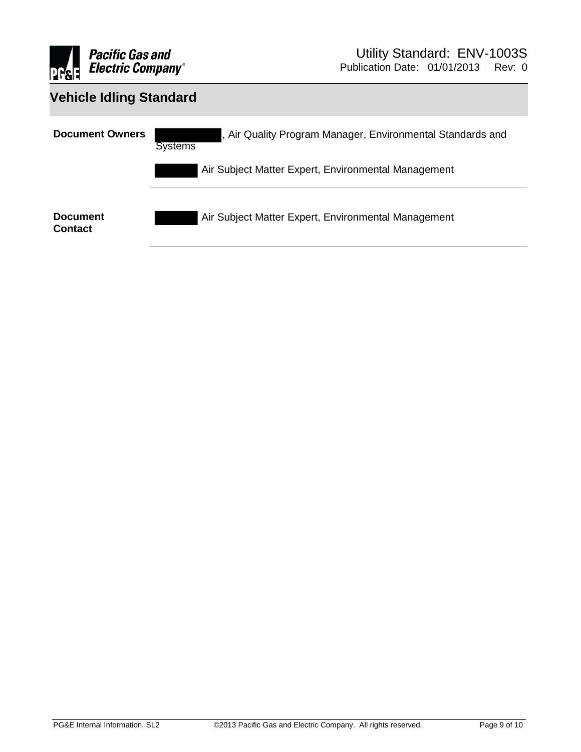# Vehicle Idling Standard

| | |
|---|---|
| **Document Owners** | [REDACTED], Air Quality Program Manager, Environmental Standards and Systems<br><br>[REDACTED] Air Subject Matter Expert, Environmental Management |
| **Document Contact** | [REDACTED] Air Subject Matter Expert, Environmental Management |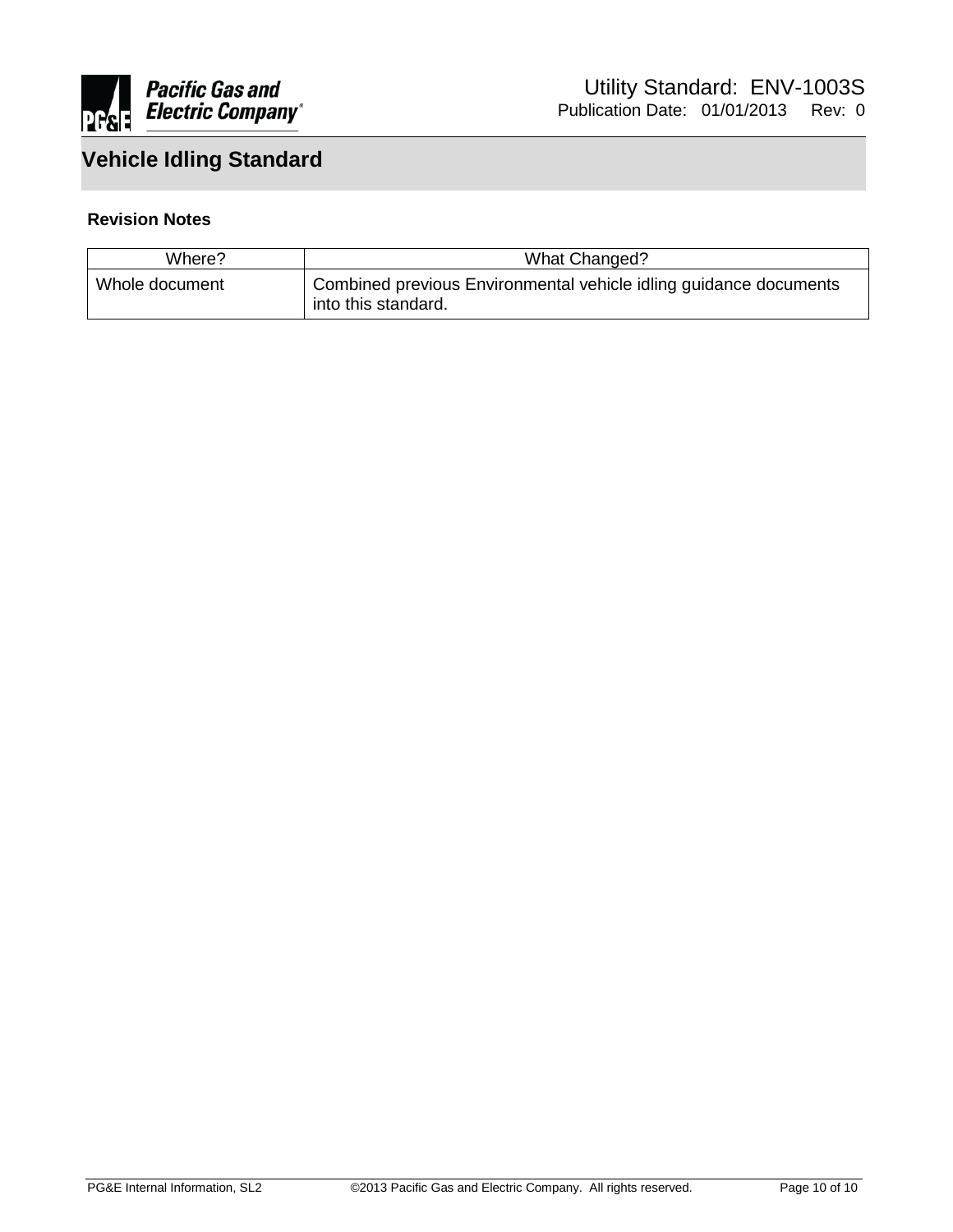# Vehicle Idling Standard

**Revision Notes**

| Where? | What Changed? |
| --- | --- |
| Whole document | Combined previous Environmental vehicle idling guidance documents into this standard. |